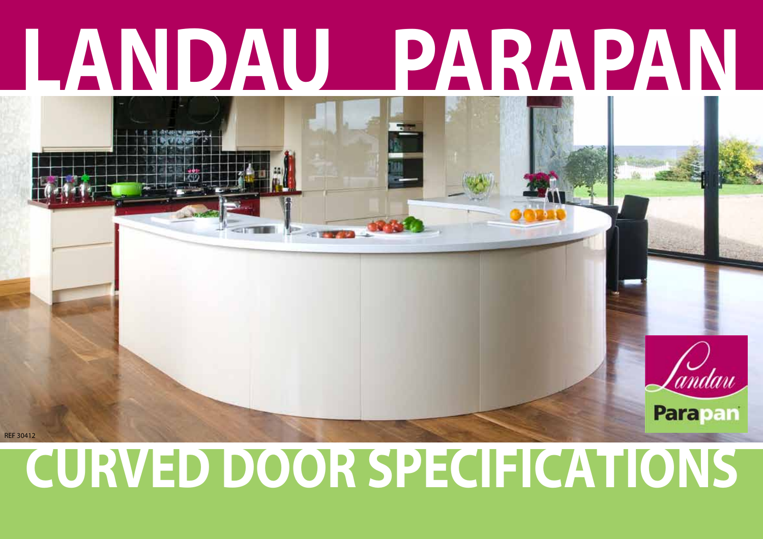# LANDAU PARAPAN

REF 30412

Landau Parapan

# CURVED DOOR SPECIFICATIONS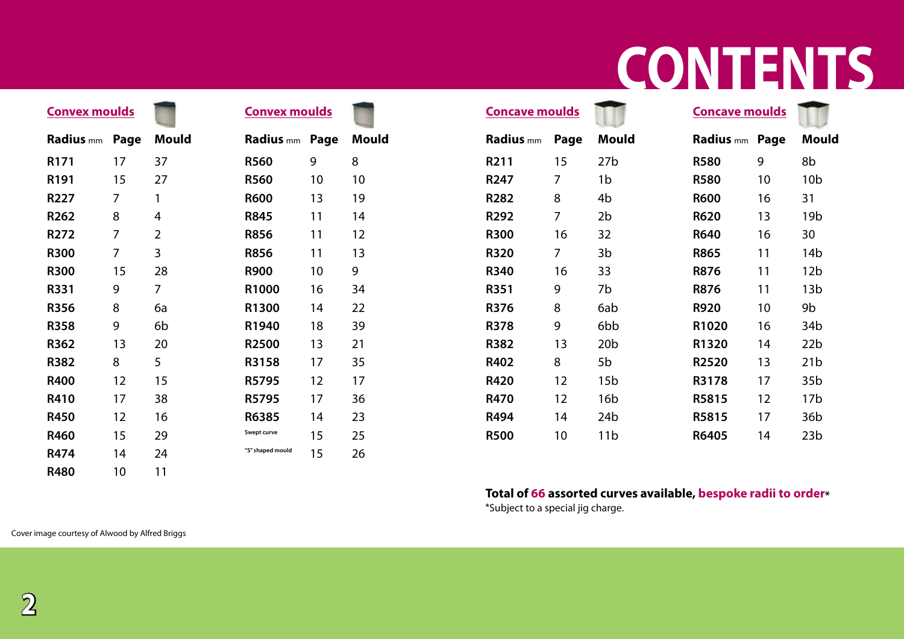# CONTENTS

## Convex moulds

| Radius mm | Page | Mould |
|---|---|---|
| R171 | 17 | 37 |
| R191 | 15 | 27 |
| R227 | 7 | 1 |
| R262 | 8 | 4 |
| R272 | 7 | 2 |
| R300 | 7 | 3 |
| R300 | 15 | 28 |
| R331 | 9 | 7 |
| R356 | 8 | 6a |
| R358 | 9 | 6b |
| R362 | 13 | 20 |
| R382 | 8 | 5 |
| R400 | 12 | 15 |
| R410 | 17 | 38 |
| R450 | 12 | 16 |
| R460 | 15 | 29 |
| R474 | 14 | 24 |
| R480 | 10 | 11 |

## Convex moulds

| Radius mm | Page | Mould |
|---|---|---|
| R560 | 9 | 8 |
| R560 | 10 | 10 |
| R600 | 13 | 19 |
| R845 | 11 | 14 |
| R856 | 11 | 12 |
| R856 | 11 | 13 |
| R900 | 10 | 9 |
| R1000 | 16 | 34 |
| R1300 | 14 | 22 |
| R1940 | 18 | 39 |
| R2500 | 13 | 21 |
| R3158 | 17 | 35 |
| R5795 | 12 | 17 |
| R5795 | 17 | 36 |
| R6385 | 14 | 23 |
| Swept curve | 15 | 25 |
| "S" shaped mould | 15 | 26 |

## Concave moulds

| Radius mm | Page | Mould |
|---|---|---|
| R211 | 15 | 27b |
| R247 | 7 | 1b |
| R282 | 8 | 4b |
| R292 | 7 | 2b |
| R300 | 16 | 32 |
| R320 | 7 | 3b |
| R340 | 16 | 33 |
| R351 | 9 | 7b |
| R376 | 8 | 6ab |
| R378 | 9 | 6bb |
| R382 | 13 | 20b |
| R402 | 8 | 5b |
| R420 | 12 | 15b |
| R470 | 12 | 16b |
| R494 | 14 | 24b |
| R500 | 10 | 11b |

## Concave moulds

| Radius mm | Page | Mould |
|---|---|---|
| R580 | 9 | 8b |
| R580 | 10 | 10b |
| R600 | 16 | 31 |
| R620 | 13 | 19b |
| R640 | 16 | 30 |
| R865 | 11 | 14b |
| R876 | 11 | 12b |
| R876 | 11 | 13b |
| R920 | 10 | 9b |
| R1020 | 16 | 34b |
| R1320 | 14 | 22b |
| R2520 | 13 | 21b |
| R3178 | 17 | 35b |
| R5815 | 12 | 17b |
| R5815 | 17 | 36b |
| R6405 | 14 | 23b |

**Total of 66 assorted curves available, bespoke radii to order***

*Subject to a special jig charge.

Cover image courtesy of Alwood by Alfred Briggs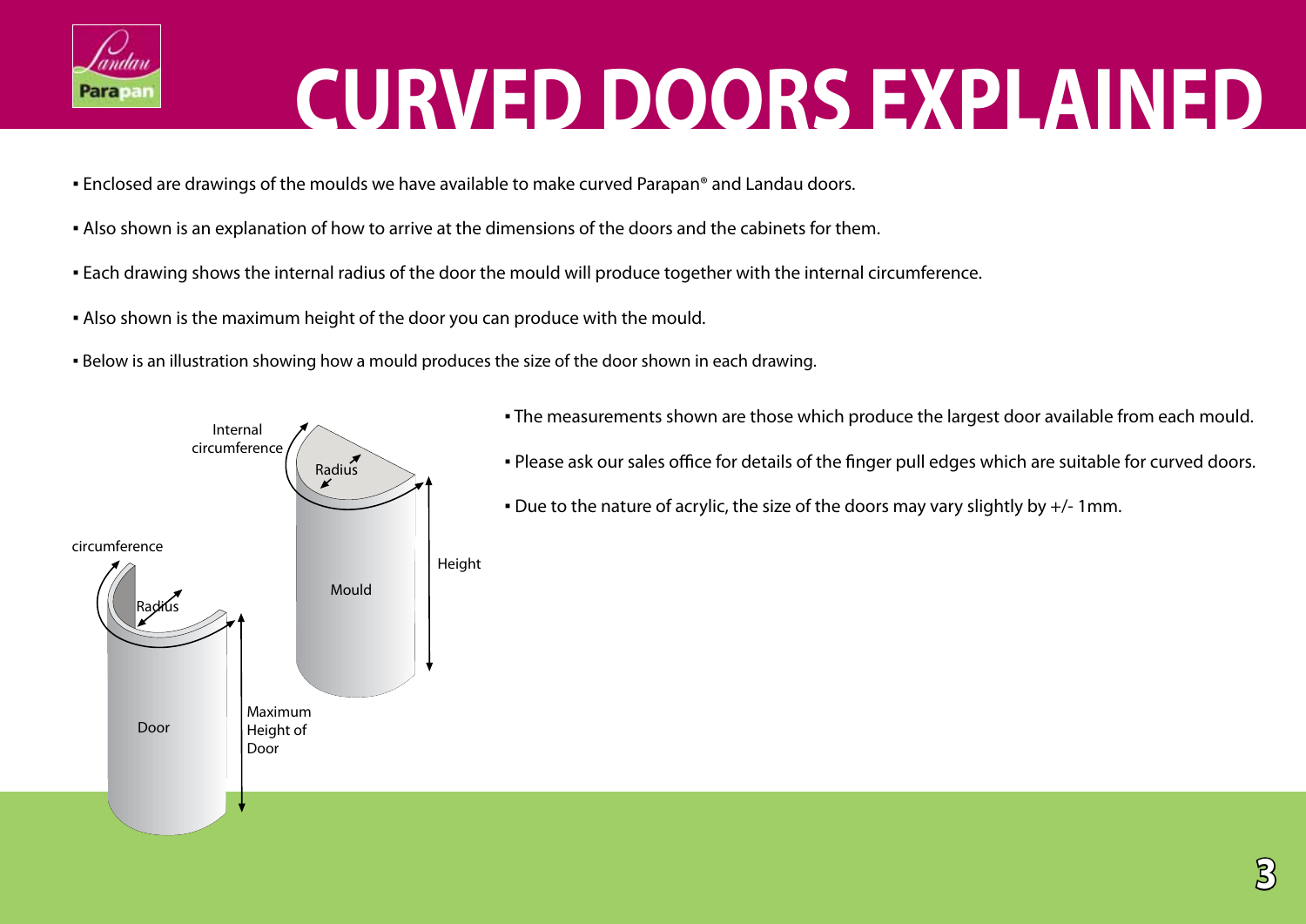# CURVED DOORS EXPLAINED

- Enclosed are drawings of the moulds we have available to make curved Parapan® and Landau doors.
- Also shown is an explanation of how to arrive at the dimensions of the doors and the cabinets for them.
- Each drawing shows the internal radius of the door the mould will produce together with the internal circumference.
- Also shown is the maximum height of the door you can produce with the mould.
- Below is an illustration showing how a mould produces the size of the door shown in each drawing.

Internal circumference

Radius

Height

Mould

circumference

Radius

Door

Maximum Height of Door

- The measurements shown are those which produce the largest door available from each mould.
- Please ask our sales office for details of the finger pull edges which are suitable for curved doors.
- Due to the nature of acrylic, the size of the doors may vary slightly by +/- 1mm.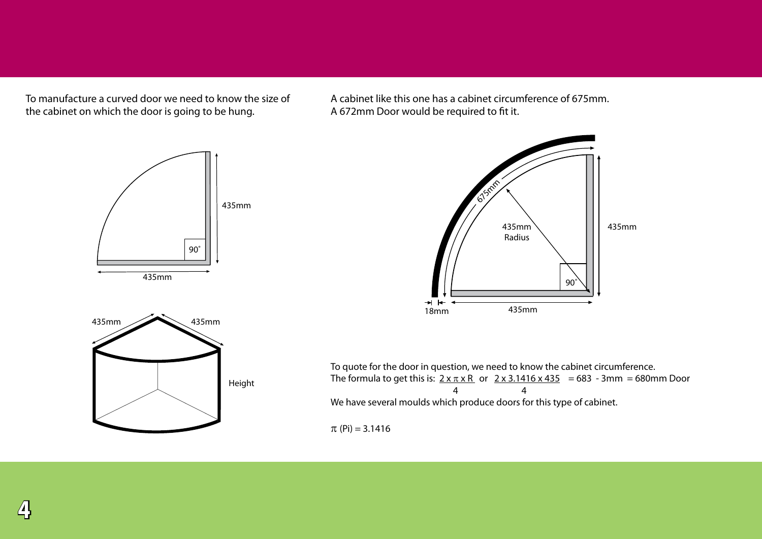To manufacture a curved door we need to know the size of the cabinet on which the door is going to be hung.

A cabinet like this one has a cabinet circumference of 675mm.
A 672mm Door would be required to fit it.

To quote for the door in question, we need to know the cabinet circumference.
The formula to get this is: $\frac{2 \times \pi \times R}{4}$ or $\frac{2 \times 3.1416 \times 435}{4}$ = 683 - 3mm = 680mm Door

We have several moulds which produce doors for this type of cabinet.

$\pi$ (Pi) = 3.1416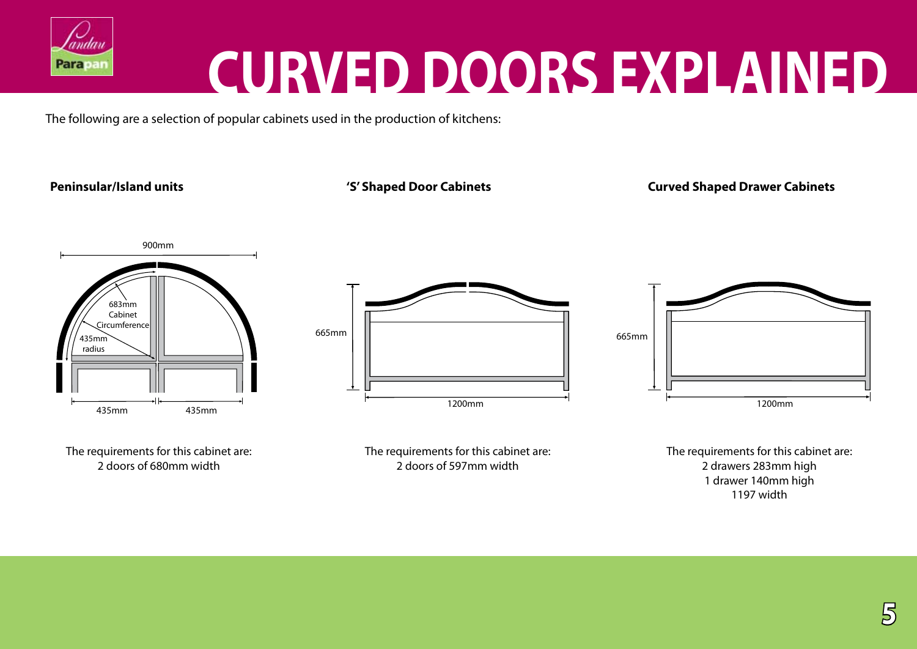# CURVED DOORS EXPLAINED

The following are a selection of popular cabinets used in the production of kitchens:

**Peninsular/Island units**

900mm

683mm Cabinet Circumference

435mm radius

435mm    435mm

The requirements for this cabinet are:
2 doors of 680mm width

**'S' Shaped Door Cabinets**

665mm

1200mm

The requirements for this cabinet are:
2 doors of 597mm width

**Curved Shaped Drawer Cabinets**

665mm

1200mm

The requirements for this cabinet are:
2 drawers 283mm high
1 drawer 140mm high
1197 width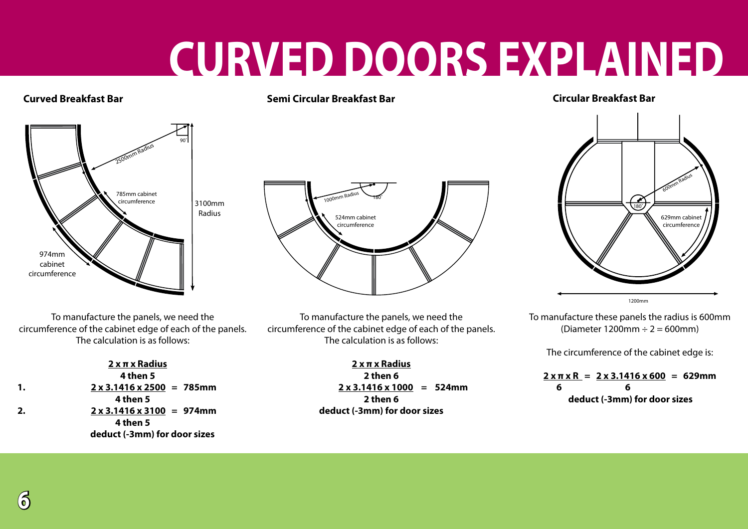# CURVED DOORS EXPLAINED

## Curved Breakfast Bar

To manufacture the panels, we need the circumference of the cabinet edge of each of the panels. The calculation is as follows:

$$\frac{2 \times \pi \times \text{Radius}}{4 \text{ then } 5}$$

1. $\frac{2 \times 3.1416 \times 2500}{4 \text{ then } 5} = 785\text{mm}$

2. $\frac{2 \times 3.1416 \times 3100}{4 \text{ then } 5} = 974\text{mm}$

**deduct (-3mm) for door sizes**

## Semi Circular Breakfast Bar

To manufacture the panels, we need the circumference of the cabinet edge of each of the panels. The calculation is as follows:

$$\frac{2 \times \pi \times \text{Radius}}{2 \text{ then } 6}$$

$$\frac{2 \times 3.1416 \times 1000}{2 \text{ then } 6} = 524\text{mm}$$

**deduct (-3mm) for door sizes**

## Circular Breakfast Bar

To manufacture these panels the radius is 600mm (Diameter 1200mm ÷ 2 = 600mm)

The circumference of the cabinet edge is:

$$\frac{2 \times \pi \times R}{6} = \frac{2 \times 3.1416 \times 600}{6} = 629\text{mm}$$

**deduct (-3mm) for door sizes**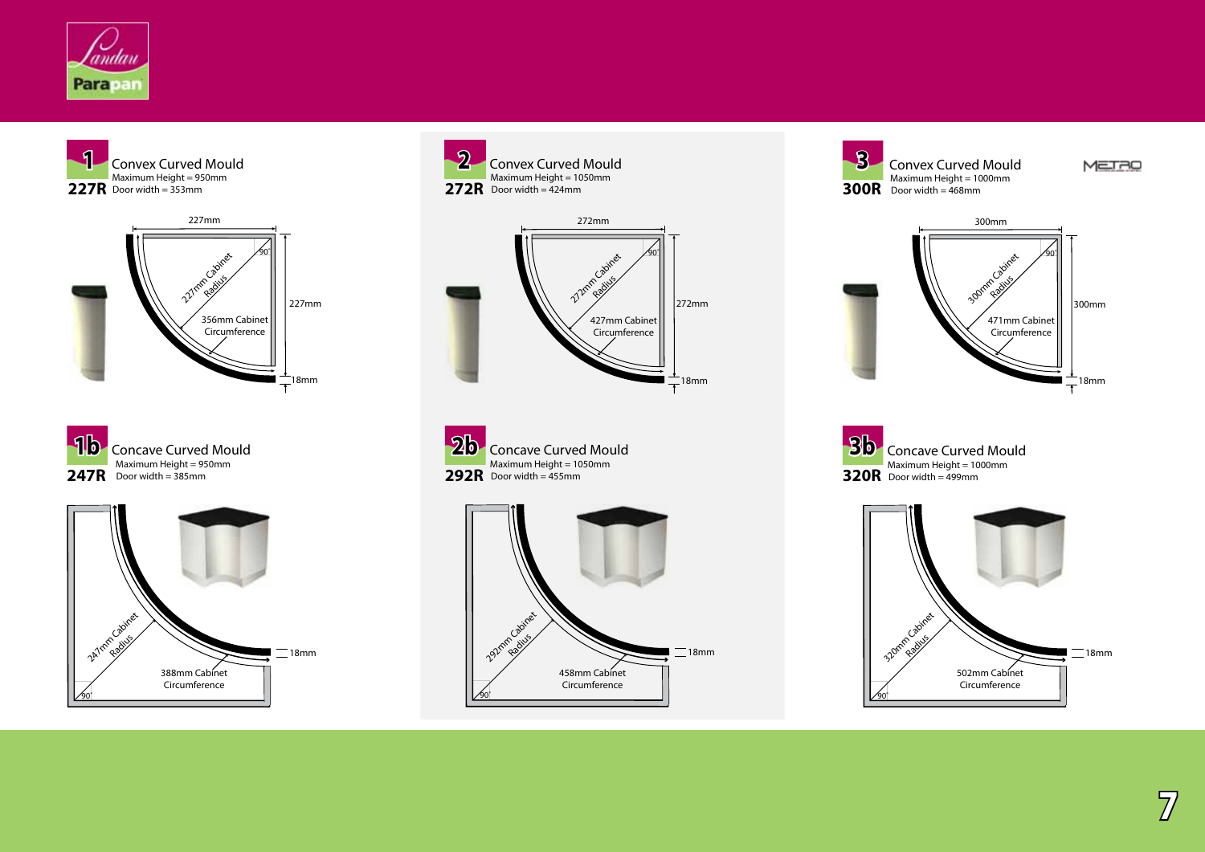## 1 Convex Curved Mould

**227R**

Maximum Height = 950mm
Door width = 353mm

227mm
227mm Cabinet Radius
90°
356mm Cabinet Circumference
227mm
18mm

## 2 Convex Curved Mould

**272R**

Maximum Height = 1050mm
Door width = 424mm

272mm
272mm Cabinet Radius
90°
427mm Cabinet Circumference
272mm
18mm

## 3 Convex Curved Mould

**300R**

Maximum Height = 1000mm
Door width = 468mm

300mm
300mm Cabinet Radius
90°
471mm Cabinet Circumference
300mm
18mm

## 1b Concave Curved Mould

**247R**

Maximum Height = 950mm
Door width = 385mm

247mm Cabinet Radius
388mm Cabinet Circumference
90°
18mm

## 2b Concave Curved Mould

**292R**

Maximum Height = 1050mm
Door width = 455mm

292mm Cabinet Radius
458mm Cabinet Circumference
90°
18mm

## 3b Concave Curved Mould

**320R**

Maximum Height = 1000mm
Door width = 499mm

320mm Cabinet Radius
502mm Cabinet Circumference
90°
18mm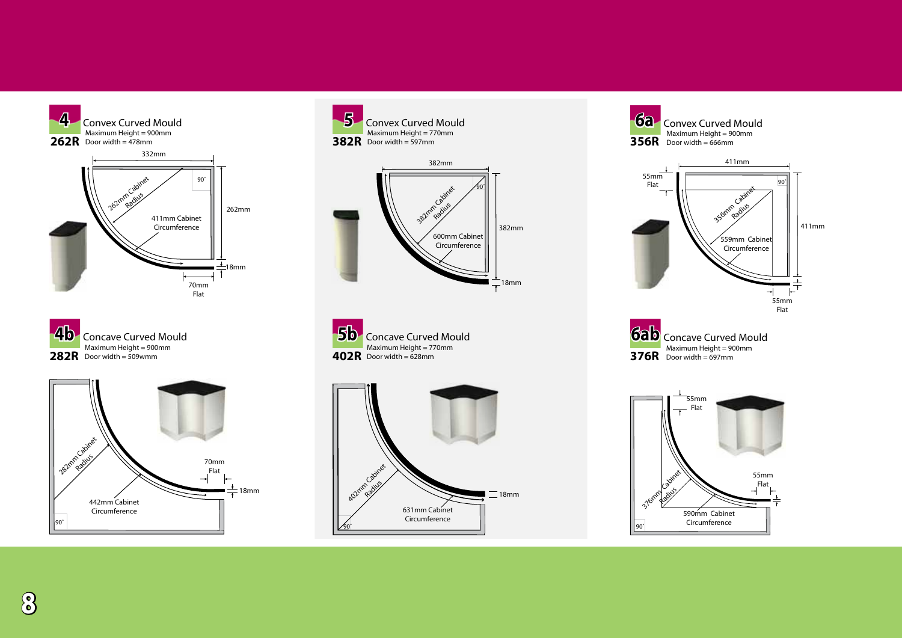## 4 Convex Curved Mould
**262R**

Maximum Height = 900mm
Door width = 478mm

332mm
90˚
262mm Cabinet Radius
411mm Cabinet Circumference
262mm
18mm
70mm Flat

## 5 Convex Curved Mould
**382R**

Maximum Height = 770mm
Door width = 597mm

382mm
90˚
382mm Cabinet Radius
600mm Cabinet Circumference
382mm
18mm

## 6a Convex Curved Mould
**356R**

Maximum Height = 900mm
Door width = 666mm

411mm
55mm Flat
90˚
356mm Cabinet Radius
559mm Cabinet Circumference
411mm
55mm Flat

## 4b Concave Curved Mould
**282R**

Maximum Height = 900mm
Door width = 509wmm

282mm Cabinet Radius
442mm Cabinet Circumference
70mm Flat
18mm
90˚

## 5b Concave Curved Mould
**402R**

Maximum Height = 770mm
Door width = 628mm

402mm Cabinet Radius
631mm Cabinet Circumference
18mm
90˚

## 6ab Concave Curved Mould
**376R**

Maximum Height = 900mm
Door width = 697mm

55mm Flat
376mm Cabinet Radius
590mm Cabinet Circumference
55mm Flat
90˚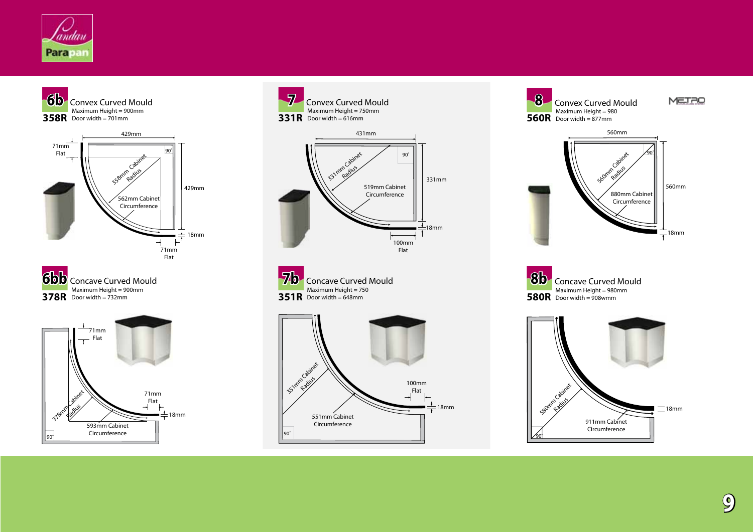## 6b Convex Curved Mould

**358R**

Maximum Height = 900mm
Door width = 701mm

429mm
71mm Flat
90˚
358mm Cabinet Radius
562mm Cabinet Circumference
429mm
18mm
71mm Flat

## 6bb Concave Curved Mould

**378R**

Maximum Height = 900mm
Door width = 732mm

71mm Flat
378mm Cabinet Radius
71mm Flat
18mm
593mm Cabinet Circumference
90˚

## 7 Convex Curved Mould

**331R**

Maximum Height = 750mm
Door width = 616mm

431mm
90˚
331mm Cabinet Radius
519mm Cabinet Circumference
331mm
18mm
100mm Flat

## 7b Concave Curved Mould

**351R**

Maximum Height = 750
Door width = 648mm

351mm Cabinet Radius
100mm Flat
18mm
551mm Cabinet Circumference
90˚

## 8 Convex Curved Mould

**560R**

Maximum Height = 980
Door width = 877mm

METRO

560mm
90˚
560mm Cabinet Radius
880mm Cabinet Circumference
560mm
18mm

## 8b Concave Curved Mould

**580R**

Maximum Height = 980mm
Door width = 908wmm

580mm Cabinet Radius
18mm
911mm Cabinet Circumference
90˚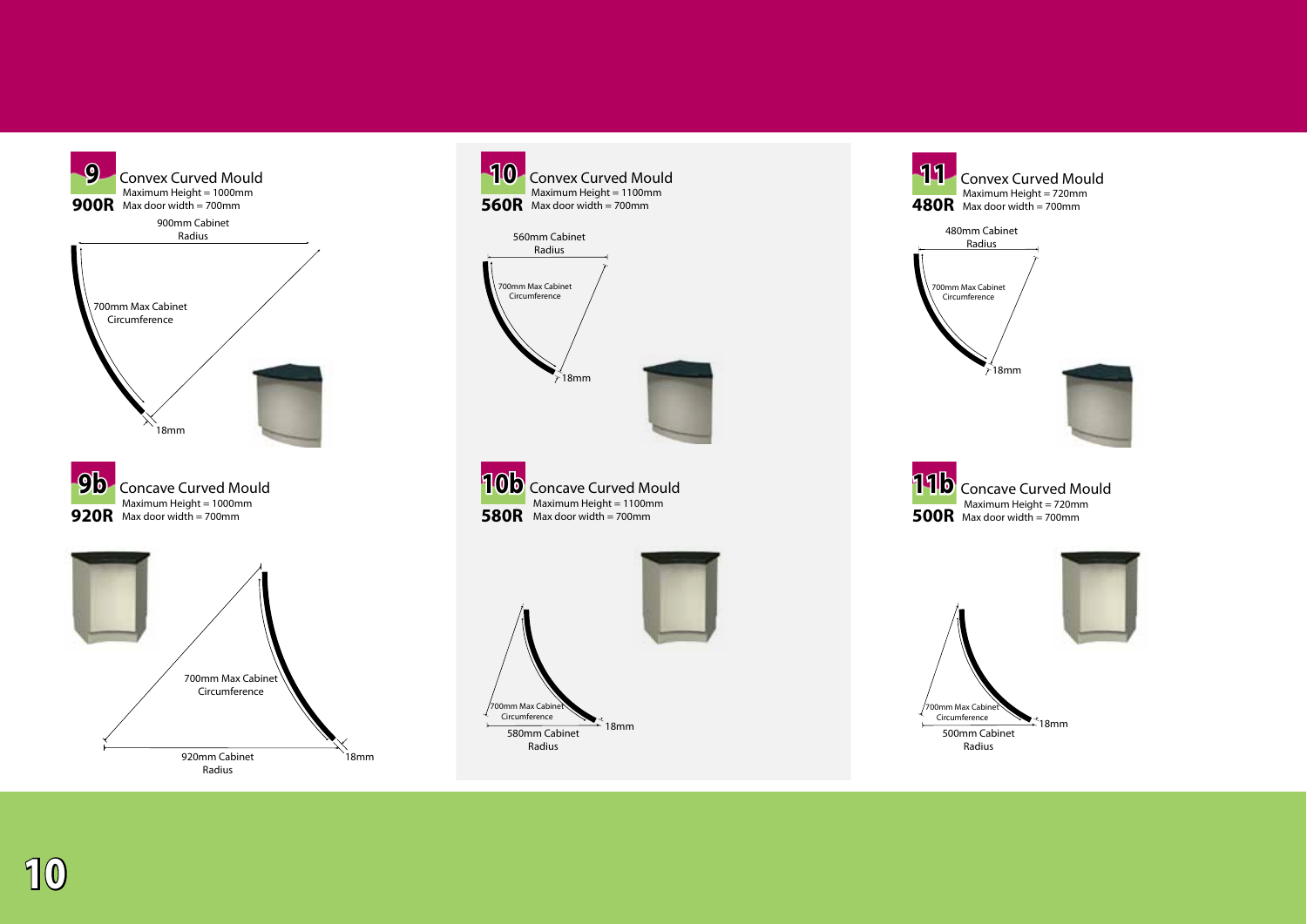## 9 Convex Curved Mould

**900R**

Maximum Height = 1000mm
Max door width = 700mm

900mm Cabinet Radius

700mm Max Cabinet Circumference

18mm

## 9b Concave Curved Mould

**920R**

Maximum Height = 1000mm
Max door width = 700mm

700mm Max Cabinet Circumference

920mm Cabinet Radius

18mm

## 10 Convex Curved Mould

**560R**

Maximum Height = 1100mm
Max door width = 700mm

560mm Cabinet Radius

700mm Max Cabinet Circumference

18mm

## 10b Concave Curved Mould

**580R**

Maximum Height = 1100mm
Max door width = 700mm

700mm Max Cabinet Circumference

580mm Cabinet Radius

18mm

## 11 Convex Curved Mould

**480R**

Maximum Height = 720mm
Max door width = 700mm

480mm Cabinet Radius

700mm Max Cabinet Circumference

18mm

## 11b Concave Curved Mould

**500R**

Maximum Height = 720mm
Max door width = 700mm

700mm Max Cabinet Circumference

500mm Cabinet Radius

18mm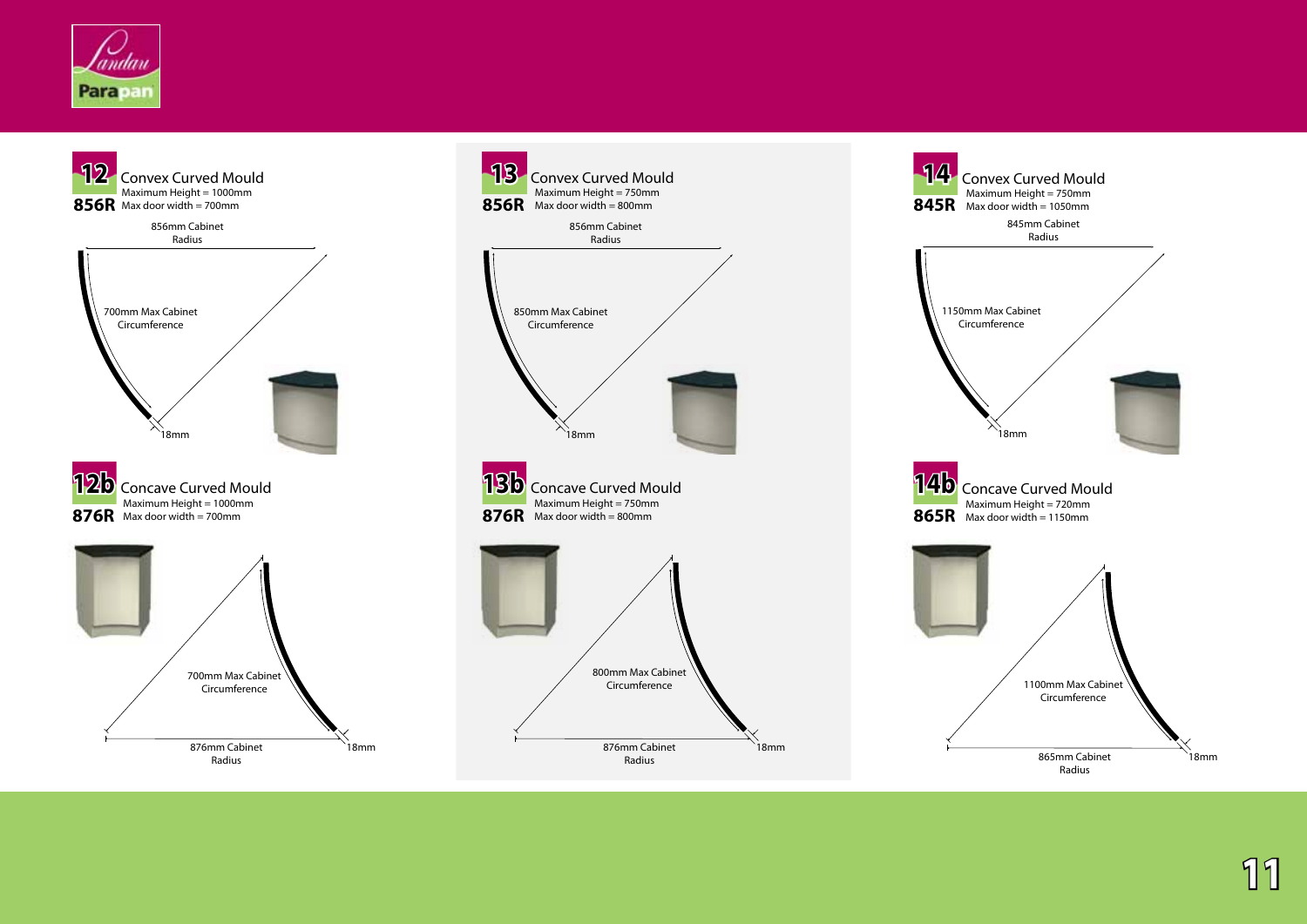## 12 Convex Curved Mould

**856R**

Maximum Height = 1000mm
Max door width = 700mm

856mm Cabinet Radius

700mm Max Cabinet Circumference

18mm

## 12b Concave Curved Mould

**876R**

Maximum Height = 1000mm
Max door width = 700mm

700mm Max Cabinet Circumference

876mm Cabinet Radius

18mm

## 13 Convex Curved Mould

**856R**

Maximum Height = 750mm
Max door width = 800mm

856mm Cabinet Radius

850mm Max Cabinet Circumference

18mm

## 13b Concave Curved Mould

**876R**

Maximum Height = 750mm
Max door width = 800mm

800mm Max Cabinet Circumference

876mm Cabinet Radius

18mm

## 14 Convex Curved Mould

**845R**

Maximum Height = 750mm
Max door width = 1050mm

845mm Cabinet Radius

1150mm Max Cabinet Circumference

18mm

## 14b Concave Curved Mould

**865R**

Maximum Height = 720mm
Max door width = 1150mm

1100mm Max Cabinet Circumference

865mm Cabinet Radius

18mm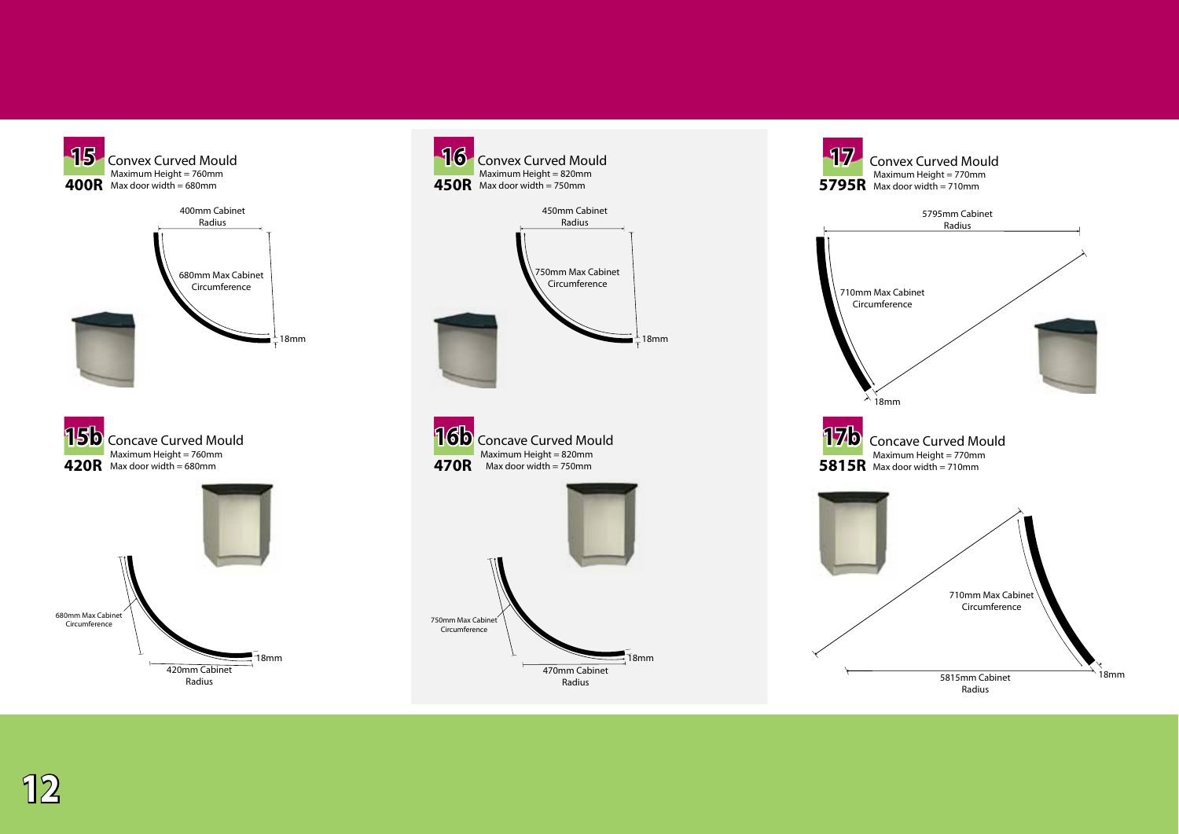## 15 Convex Curved Mould

**400R**

Maximum Height = 760mm
Max door width = 680mm

400mm Cabinet Radius

680mm Max Cabinet Circumference

18mm

## 15b Concave Curved Mould

**420R**

Maximum Height = 760mm
Max door width = 680mm

680mm Max Cabinet Circumference

420mm Cabinet Radius

18mm

## 16 Convex Curved Mould

**450R**

Maximum Height = 820mm
Max door width = 750mm

450mm Cabinet Radius

750mm Max Cabinet Circumference

18mm

## 16b Concave Curved Mould

**470R**

Maximum Height = 820mm
Max door width = 750mm

750mm Max Cabinet Circumference

470mm Cabinet Radius

18mm

## 17 Convex Curved Mould

**5795R**

Maximum Height = 770mm
Max door width = 710mm

5795mm Cabinet Radius

710mm Max Cabinet Circumference

18mm

## 17b Concave Curved Mould

**5815R**

Maximum Height = 770mm
Max door width = 710mm

710mm Max Cabinet Circumference

5815mm Cabinet Radius

18mm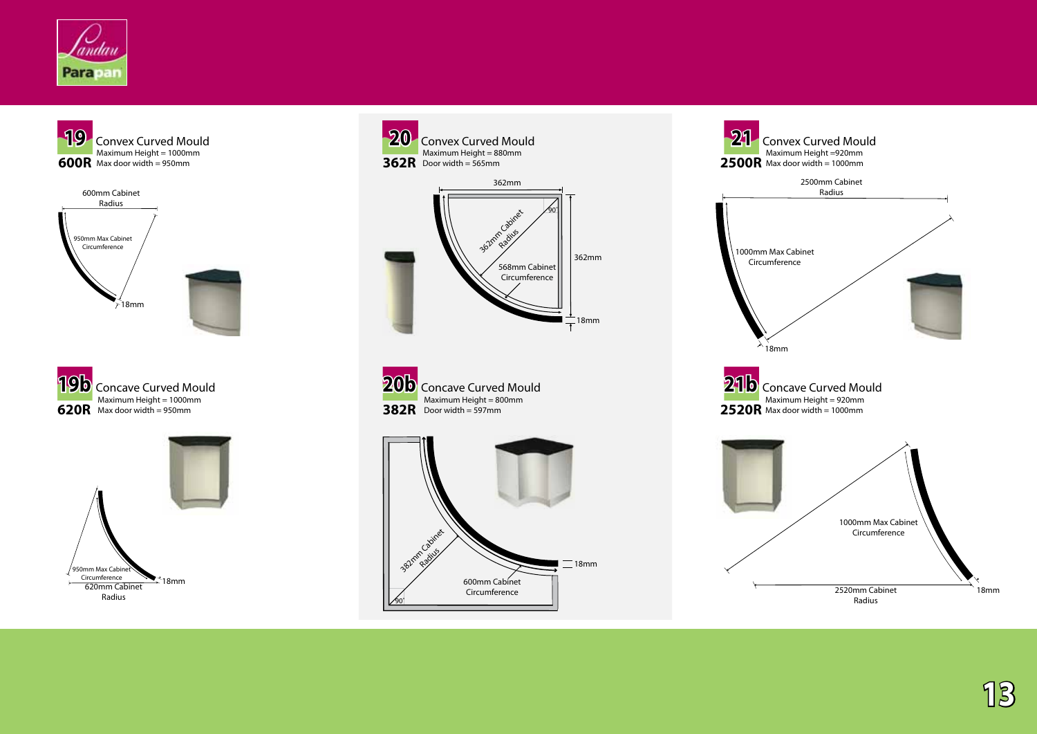## 19 Convex Curved Mould

**600R**

Maximum Height = 1000mm
Max door width = 950mm

600mm Cabinet Radius

950mm Max Cabinet Circumference

18mm

## 20 Convex Curved Mould

**362R**

Maximum Height = 880mm
Door width = 565mm

362mm

362mm Cabinet Radius

90°

568mm Cabinet Circumference

362mm

18mm

## 21 Convex Curved Mould

**2500R**

Maximum Height =920mm
Max door width = 1000mm

2500mm Cabinet Radius

1000mm Max Cabinet Circumference

18mm

## 19b Concave Curved Mould

**620R**

Maximum Height = 1000mm
Max door width = 950mm

950mm Max Cabinet Circumference

620mm Cabinet Radius

18mm

## 20b Concave Curved Mould

**382R**

Maximum Height = 800mm
Door width = 597mm

382mm Cabinet Radius

90°

600mm Cabinet Circumference

18mm

## 21b Concave Curved Mould

**2520R**

Maximum Height = 920mm
Max door width = 1000mm

1000mm Max Cabinet Circumference

2520mm Cabinet Radius

18mm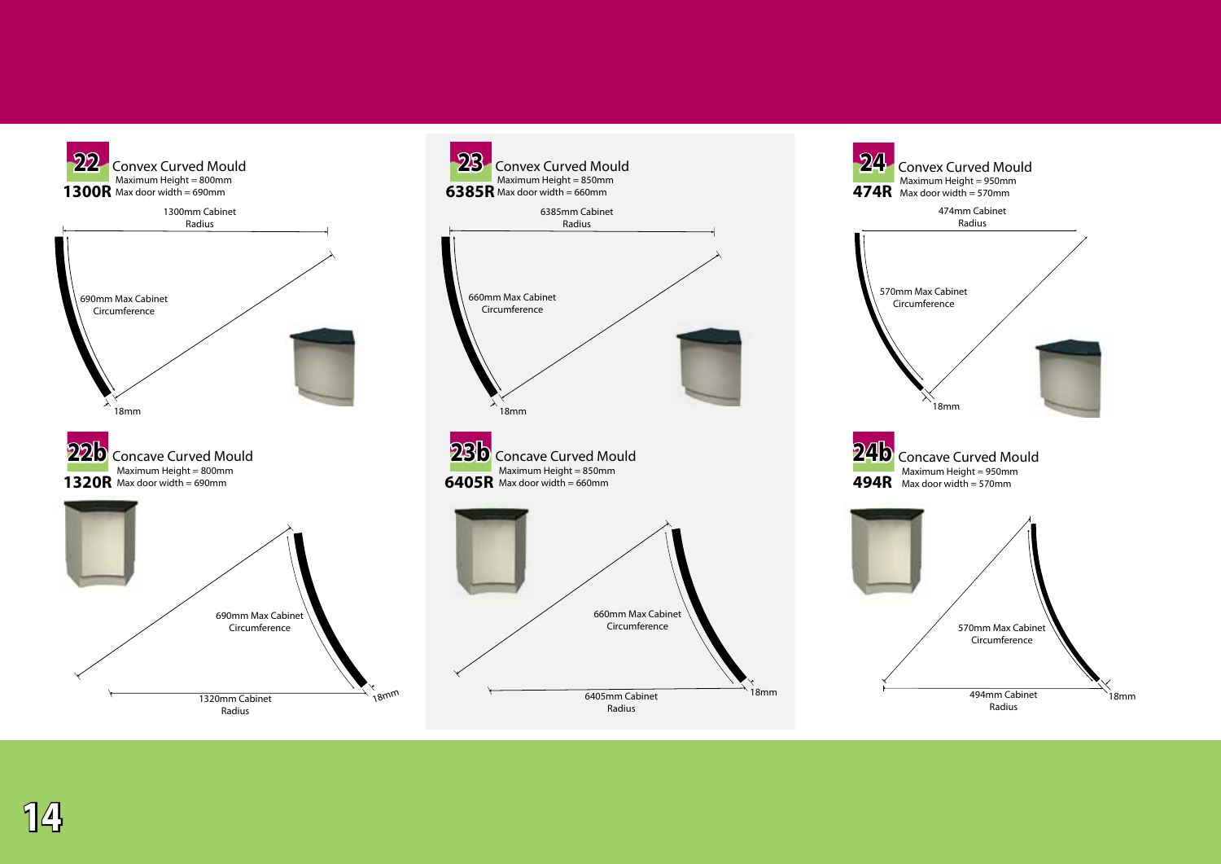## 22 Convex Curved Mould

**1300R**

Maximum Height = 800mm
Max door width = 690mm

1300mm Cabinet Radius

690mm Max Cabinet Circumference

18mm

## 22b Concave Curved Mould

**1320R**

Maximum Height = 800mm
Max door width = 690mm

690mm Max Cabinet Circumference

1320mm Cabinet Radius

18mm

## 23 Convex Curved Mould

**6385R**

Maximum Height = 850mm
Max door width = 660mm

6385mm Cabinet Radius

660mm Max Cabinet Circumference

18mm

## 23b Concave Curved Mould

**6405R**

Maximum Height = 850mm
Max door width = 660mm

660mm Max Cabinet Circumference

6405mm Cabinet Radius

18mm

## 24 Convex Curved Mould

**474R**

Maximum Height = 950mm
Max door width = 570mm

474mm Cabinet Radius

570mm Max Cabinet Circumference

18mm

## 24b Concave Curved Mould

**494R**

Maximum Height = 950mm
Max door width = 570mm

570mm Max Cabinet Circumference

494mm Cabinet Radius

18mm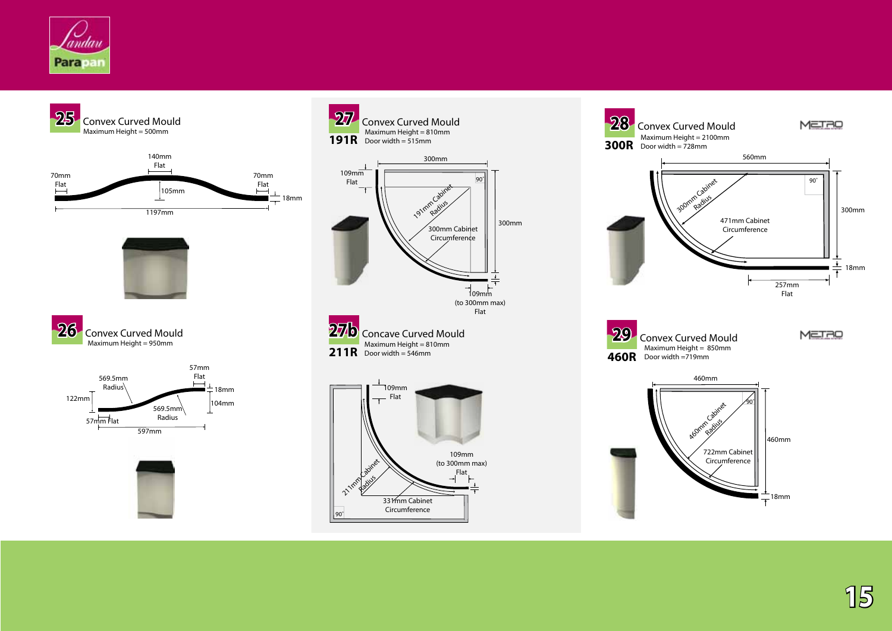## 25 Convex Curved Mould

Maximum Height = 500mm

140mm Flat
70mm Flat
70mm Flat
105mm
18mm
1197mm

## 26 Convex Curved Mould

Maximum Height = 950mm

57mm Flat
569.5mm Radius
122mm
18mm
104mm
569.5mm Radius
57mm Flat
597mm

## 27 Convex Curved Mould

**191R**

Maximum Height = 810mm
Door width = 515mm

300mm
109mm Flat
90°
191mm Cabinet Radius
300mm Cabinet Circumference
300mm
109mm (to 300mm max) Flat

## 27b Concave Curved Mould

**211R**

Maximum Height = 810mm
Door width = 546mm

109mm Flat
211mm Cabinet Radius
109mm (to 300mm max) Flat
331mm Cabinet Circumference
90°

## 28 Convex Curved Mould

**300R**

Maximum Height = 2100mm
Door width = 728mm

METRO

560mm
90°
300mm Cabinet Radius
471mm Cabinet Circumference
300mm
18mm
257mm Flat

## 29 Convex Curved Mould

**460R**

Maximum Height = 850mm
Door width = 719mm

METRO

460mm
90°
460mm Cabinet Radius
722mm Cabinet Circumference
460mm
18mm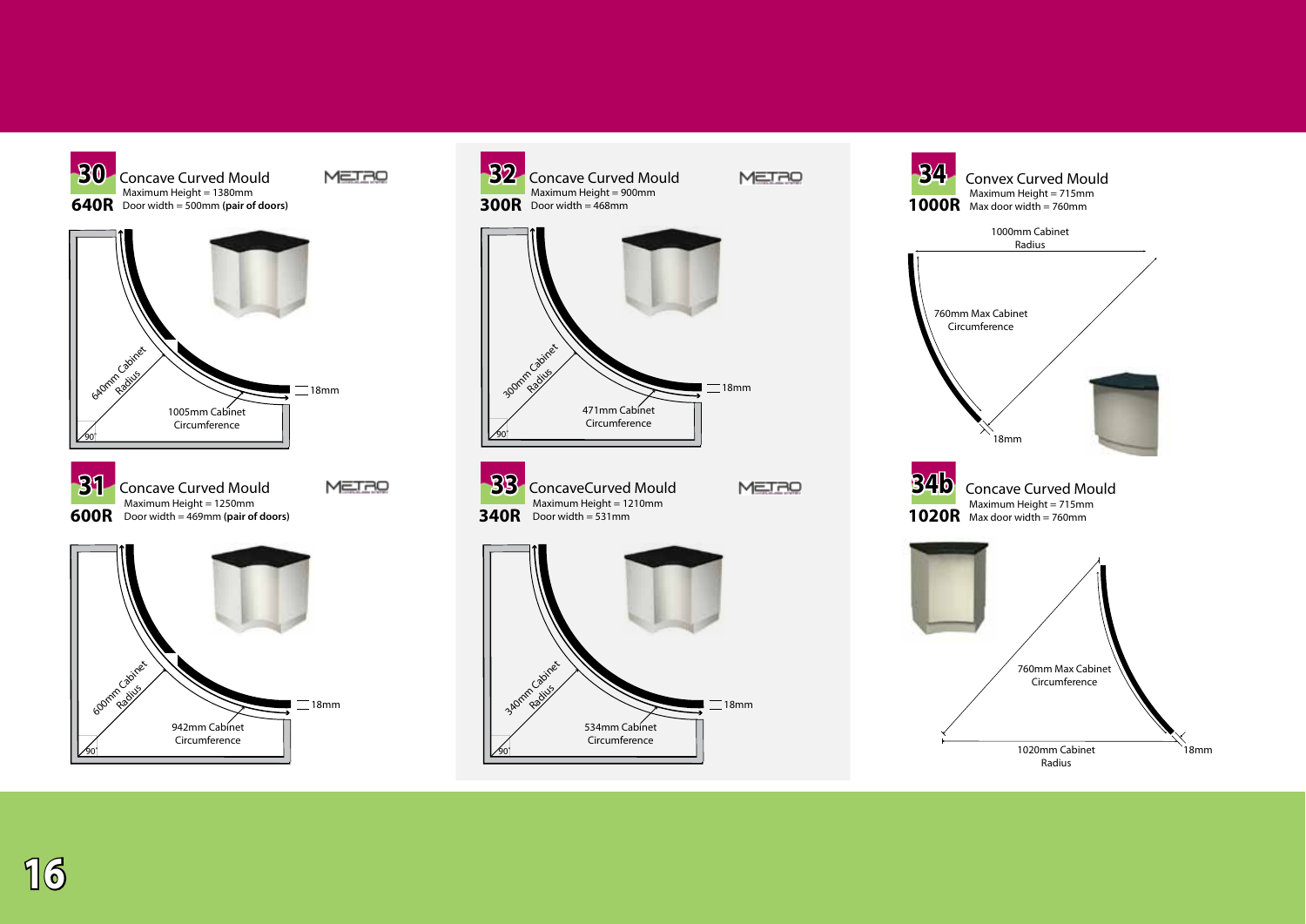## 30 Concave Curved Mould

**640R**

Maximum Height = 1380mm
Door width = 500mm **(pair of doors)**

640mm Cabinet Radius
1005mm Cabinet Circumference
18mm
90°

## 31 Concave Curved Mould

**600R**

Maximum Height = 1250mm
Door width = 469mm **(pair of doors)**

600mm Cabinet Radius
942mm Cabinet Circumference
18mm
90°

## 32 Concave Curved Mould

**300R**

Maximum Height = 900mm
Door width = 468mm

300mm Cabinet Radius
471mm Cabinet Circumference
18mm
90°

## 33 ConcaveCurved Mould

**340R**

Maximum Height = 1210mm
Door width = 531mm

340mm Cabinet Radius
534mm Cabinet Circumference
18mm
90°

## 34 Convex Curved Mould

**1000R**

Maximum Height = 715mm
Max door width = 760mm

1000mm Cabinet Radius
760mm Max Cabinet Circumference
18mm

## 34b Concave Curved Mould

**1020R**

Maximum Height = 715mm
Max door width = 760mm

760mm Max Cabinet Circumference
1020mm Cabinet Radius
18mm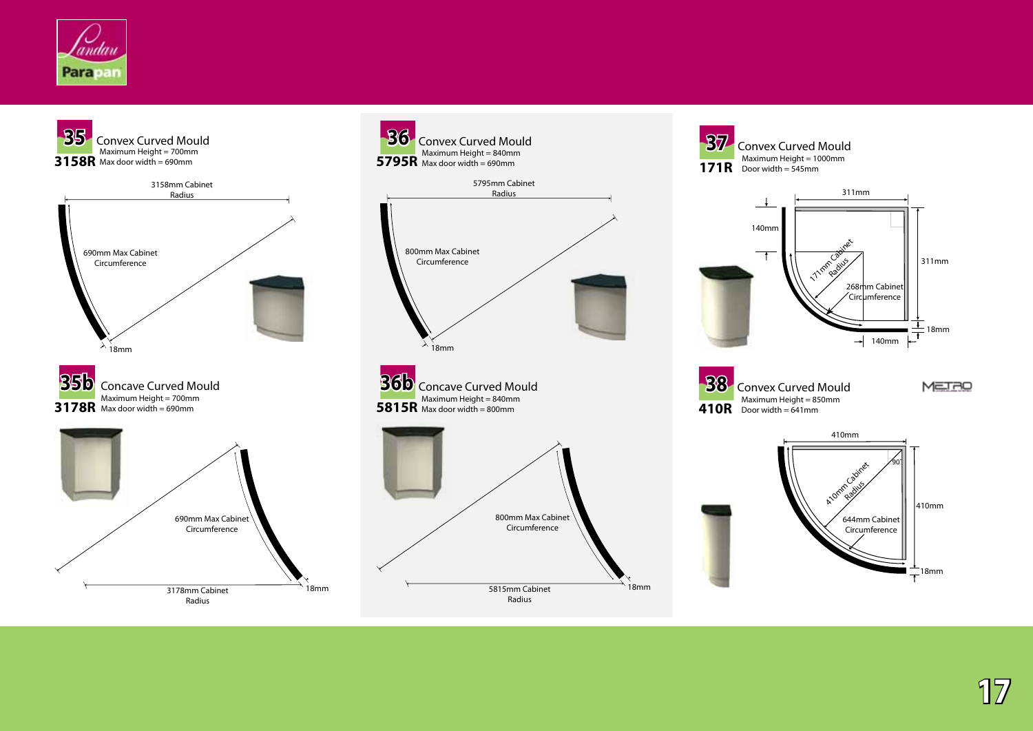## 35 Convex Curved Mould

**3158R**

Maximum Height = 700mm
Max door width = 690mm

3158mm Cabinet Radius

690mm Max Cabinet Circumference

18mm

## 35b Concave Curved Mould

**3178R**

Maximum Height = 700mm
Max door width = 690mm

690mm Max Cabinet Circumference

3178mm Cabinet Radius

18mm

## 36 Convex Curved Mould

**5795R**

Maximum Height = 840mm
Max door width = 690mm

5795mm Cabinet Radius

800mm Max Cabinet Circumference

18mm

## 36b Concave Curved Mould

**5815R**

Maximum Height = 840mm
Max door width = 800mm

800mm Max Cabinet Circumference

5815mm Cabinet Radius

18mm

## 37 Convex Curved Mould

**171R**

Maximum Height = 1000mm
Door width = 545mm

311mm

140mm

171mm Cabinet Radius

268mm Cabinet Circumference

311mm

18mm

140mm

## 38 Convex Curved Mould

**410R**

Maximum Height = 850mm
Door width = 641mm

METRO

410mm

90°

410mm Cabinet Radius

644mm Cabinet Circumference

410mm

18mm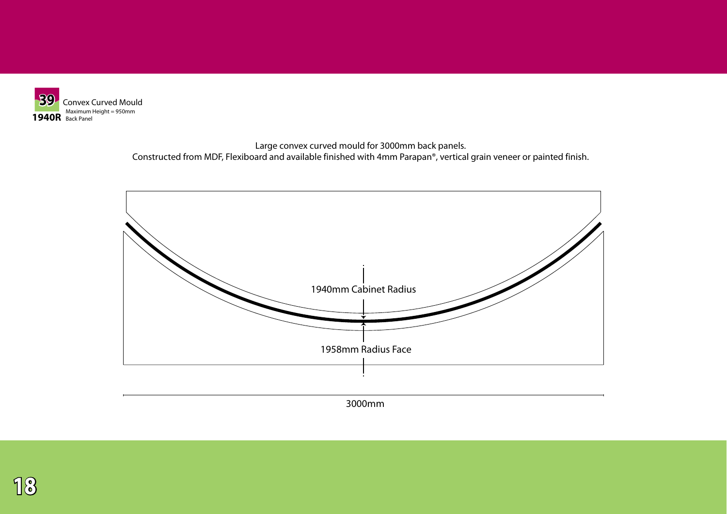**39**
**1940R**

Convex Curved Mould
Maximum Height = 950mm
Back Panel

Large convex curved mould for 3000mm back panels.
Constructed from MDF, Flexiboard and available finished with 4mm Parapan®, vertical grain veneer or painted finish.

1940mm Cabinet Radius

1958mm Radius Face

3000mm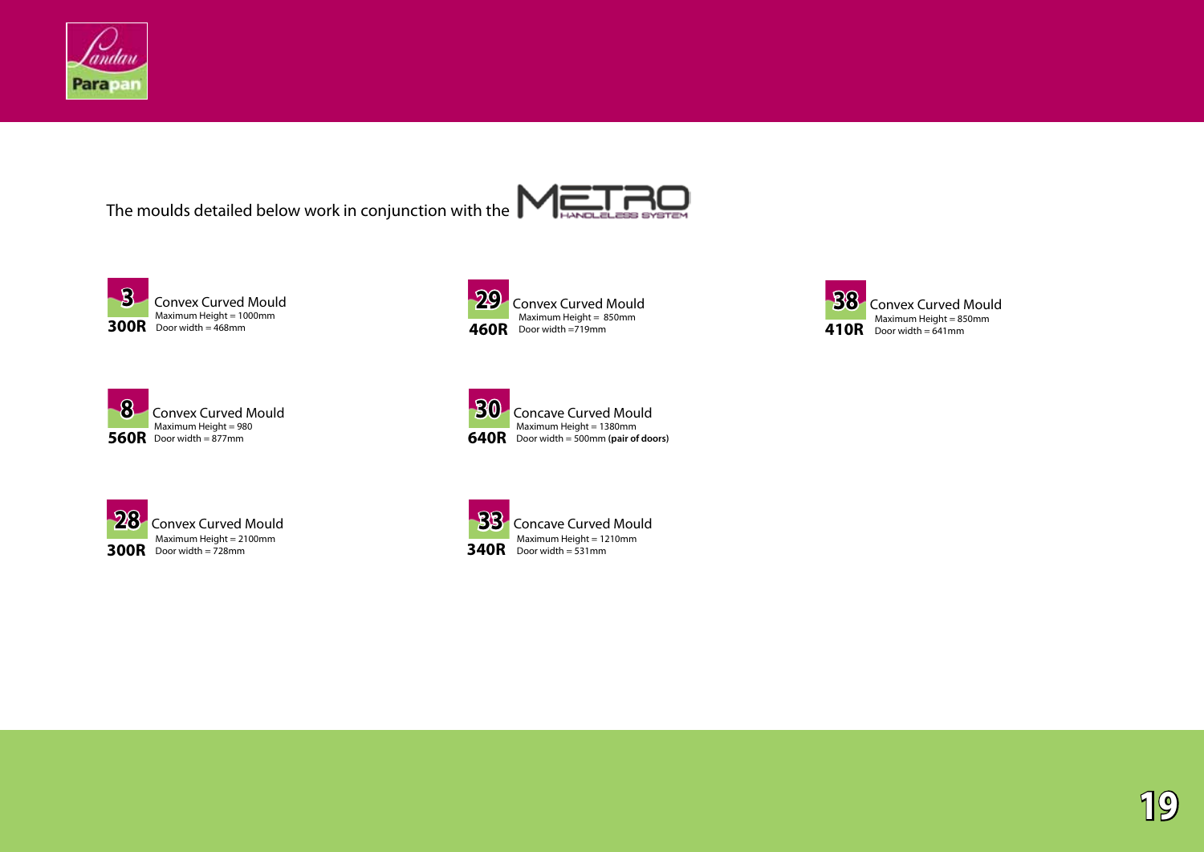The moulds detailed below work in conjunction with the METRO HANDLELESS SYSTEM

**3** **300R**
Convex Curved Mould
Maximum Height = 1000mm
Door width = 468mm

**29** **460R**
Convex Curved Mould
Maximum Height = 850mm
Door width =719mm

**38** **410R**
Convex Curved Mould
Maximum Height = 850mm
Door width = 641mm

**8** **560R**
Convex Curved Mould
Maximum Height = 980
Door width = 877mm

**30** **640R**
Concave Curved Mould
Maximum Height = 1380mm
Door width = 500mm **(pair of doors)**

**28** **300R**
Convex Curved Mould
Maximum Height = 2100mm
Door width = 728mm

**33** **340R**
Concave Curved Mould
Maximum Height = 1210mm
Door width = 531mm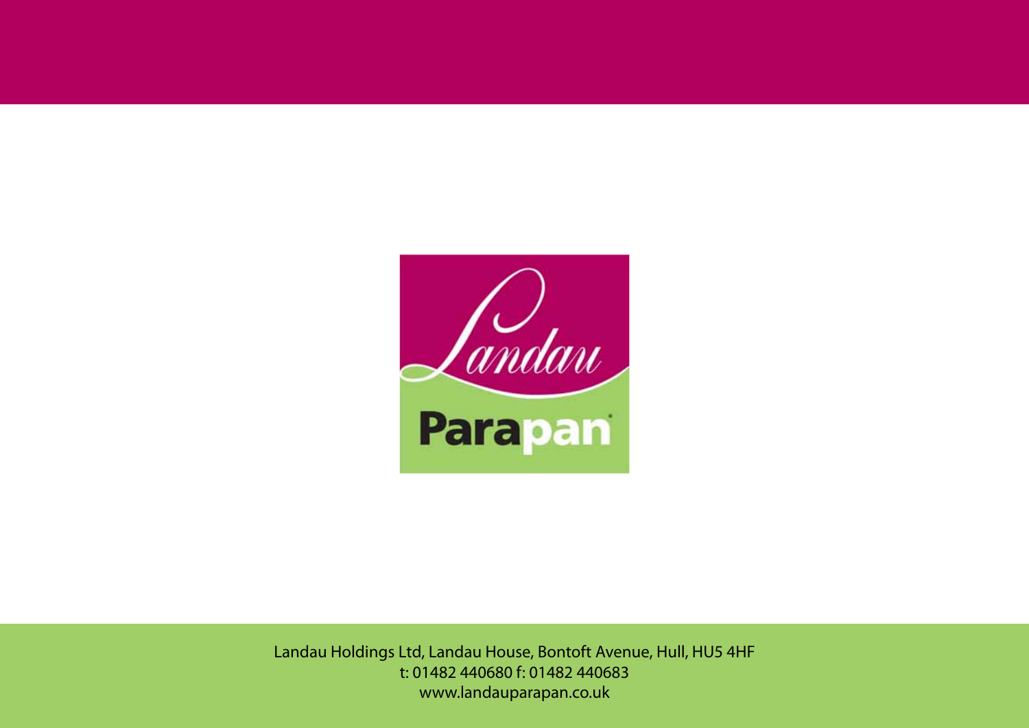Landau

Parapan

Landau Holdings Ltd, Landau House, Bontoft Avenue, Hull, HU5 4HF
t: 01482 440680 f: 01482 440683
www.landauparapan.co.uk